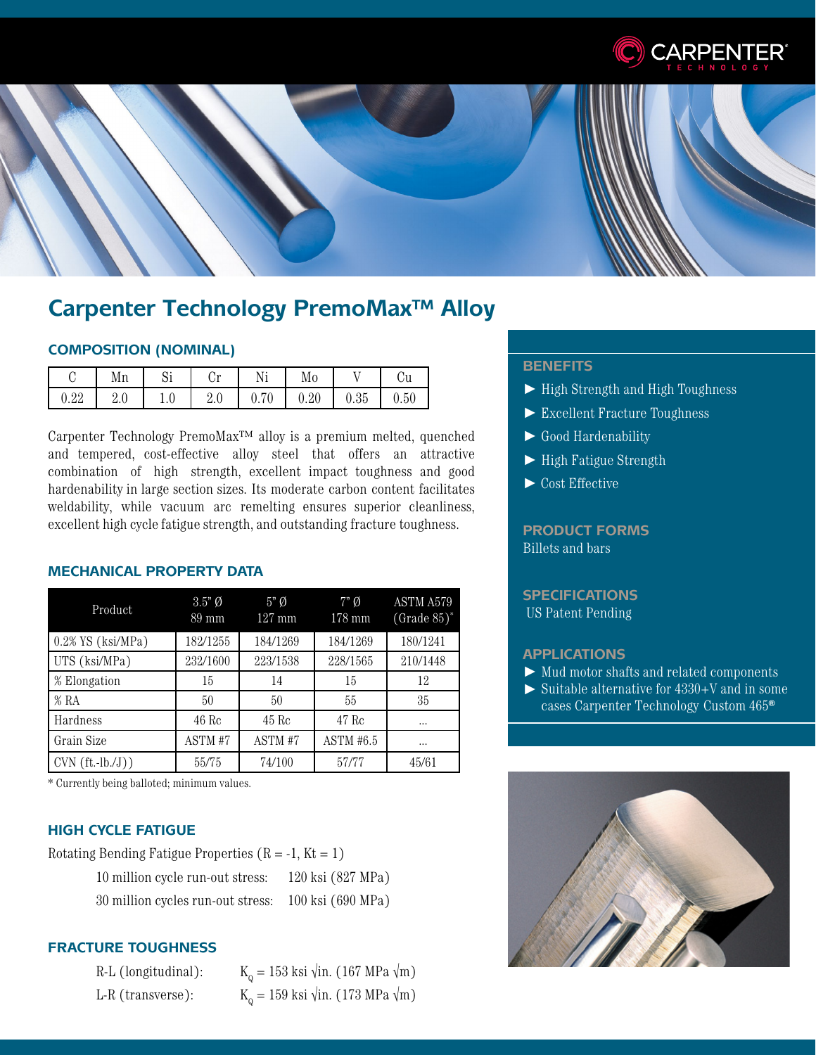# Carpenter Technology PremoMax™ Alloy

## COMPOSITION (NOMINAL)

| C | Mn | Si | Cr | Ni | Mo | V | Cu |
|---|---|---|---|---|---|---|---|
| 0.22 | 2.0 | 1.0 | 2.0 | 0.70 | 0.20 | 0.35 | 0.50 |

Carpenter Technology PremoMax™ alloy is a premium melted, quenched and tempered, cost-effective alloy steel that offers an attractive combination of high strength, excellent impact toughness and good hardenability in large section sizes. Its moderate carbon content facilitates weldability, while vacuum arc remelting ensures superior cleanliness, excellent high cycle fatigue strength, and outstanding fracture toughness.

## MECHANICAL PROPERTY DATA

| Product | 3.5" Ø 89 mm | 5" Ø 127 mm | 7" Ø 178 mm | ASTM A579 (Grade 85)* |
|---|---|---|---|---|
| 0.2% YS (ksi/MPa) | 182/1255 | 184/1269 | 184/1269 | 180/1241 |
| UTS (ksi/MPa) | 232/1600 | 223/1538 | 228/1565 | 210/1448 |
| % Elongation | 15 | 14 | 15 | 12 |
| % RA | 50 | 50 | 55 | 35 |
| Hardness | 46 Rc | 45 Rc | 47 Rc | ... |
| Grain Size | ASTM #7 | ASTM #7 | ASTM #6.5 | ... |
| CVN (ft.-lb./J)) | 55/75 | 74/100 | 57/77 | 45/61 |

* Currently being balloted; minimum values.

## HIGH CYCLE FATIGUE

Rotating Bending Fatigue Properties (R = -1, Kt = 1)

10 million cycle run-out stress: 120 ksi (827 MPa)

30 million cycles run-out stress: 100 ksi (690 MPa)

## FRACTURE TOUGHNESS

R-L (longitudinal): $K_Q$ = 153 ksi √in. (167 MPa √m)

L-R (transverse): $K_Q$ = 159 ksi √in. (173 MPa √m)

## BENEFITS

- High Strength and High Toughness
- Excellent Fracture Toughness
- Good Hardenability
- High Fatigue Strength
- Cost Effective

## PRODUCT FORMS

Billets and bars

## SPECIFICATIONS

US Patent Pending

## APPLICATIONS

- Mud motor shafts and related components
- Suitable alternative for 4330+V and in some cases Carpenter Technology Custom 465®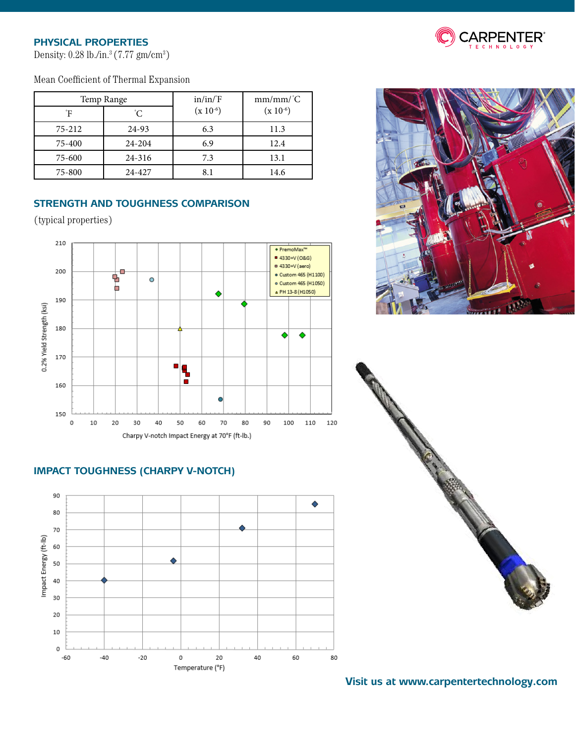## PHYSICAL PROPERTIES

Density: 0.28 lb./in.$^3$ (7.77 gm/cm$^3$)

Mean Coefficient of Thermal Expansion

| Temp Range | | in/in/°F (x 10$^{-6}$) | mm/mm/°C (x 10$^{-6}$) |
|---|---|---|---|
| °F | °C | | |
| 75-212 | 24-93 | 6.3 | 11.3 |
| 75-400 | 24-204 | 6.9 | 12.4 |
| 75-600 | 24-316 | 7.3 | 13.1 |
| 75-800 | 24-427 | 8.1 | 14.6 |

## STRENGTH AND TOUGHNESS COMPARISON

(typical properties)

## IMPACT TOUGHNESS (CHARPY V-NOTCH)

Visit us at www.carpentertechnology.com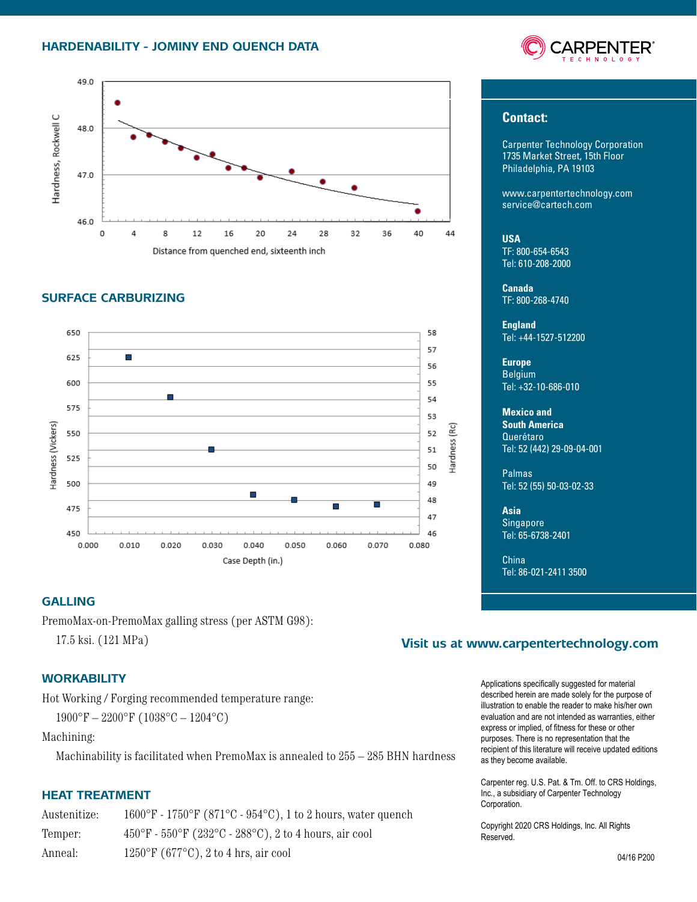## HARDENABILITY - JOMINY END QUENCH DATA

49.0
48.0
47.0
46.0

0 4 8 12 16 20 24 28 32 36 40 44

Hardness, Rockwell C

Distance from quenched end, sixteenth inch

## SURFACE CARBURIZING

650
625
600
575
550
525
500
475
450

58
57
56
55
54
53
52
51
50
49
48
47
46

0.000 0.010 0.020 0.030 0.040 0.050 0.060 0.070 0.080

Hardness (Vickers)

Hardness (Rc)

Case Depth (in.)

## GALLING

PremoMax-on-PremoMax galling stress (per ASTM G98):

17.5 ksi. (121 MPa)

## WORKABILITY

Hot Working / Forging recommended temperature range:

1900°F – 2200°F (1038°C – 1204°C)

Machining:

Machinability is facilitated when PremoMax is annealed to 255 – 285 BHN hardness

## HEAT TREATMENT

| | |
|---|---|
| Austenitize: | 1600°F - 1750°F (871°C - 954°C), 1 to 2 hours, water quench |
| Temper: | 450°F - 550°F (232°C - 288°C), 2 to 4 hours, air cool |
| Anneal: | 1250°F (677°C), 2 to 4 hrs, air cool |

CARPENTER® TECHNOLOGY

**Contact:**

Carpenter Technology Corporation
1735 Market Street, 15th Floor
Philadelphia, PA 19103

www.carpentertechnology.com
service@cartech.com

**USA**
TF: 800-654-6543
Tel: 610-208-2000

**Canada**
TF: 800-268-4740

**England**
Tel: +44-1527-512200

**Europe**
Belgium
Tel: +32-10-686-010

**Mexico and South America**
Querétaro
Tel: 52 (442) 29-09-04-001

Palmas
Tel: 52 (55) 50-03-02-33

**Asia**
Singapore
Tel: 65-6738-2401

China
Tel: 86-021-2411 3500

**Visit us at www.carpentertechnology.com**

Applications specifically suggested for material described herein are made solely for the purpose of illustration to enable the reader to make his/her own evaluation and are not intended as warranties, either express or implied, of fitness for these or other purposes. There is no representation that the recipient of this literature will receive updated editions as they become available.

Carpenter reg. U.S. Pat. & Tm. Off. to CRS Holdings, Inc., a subsidiary of Carpenter Technology Corporation.

Copyright 2020 CRS Holdings, Inc. All Rights Reserved.

04/16 P200